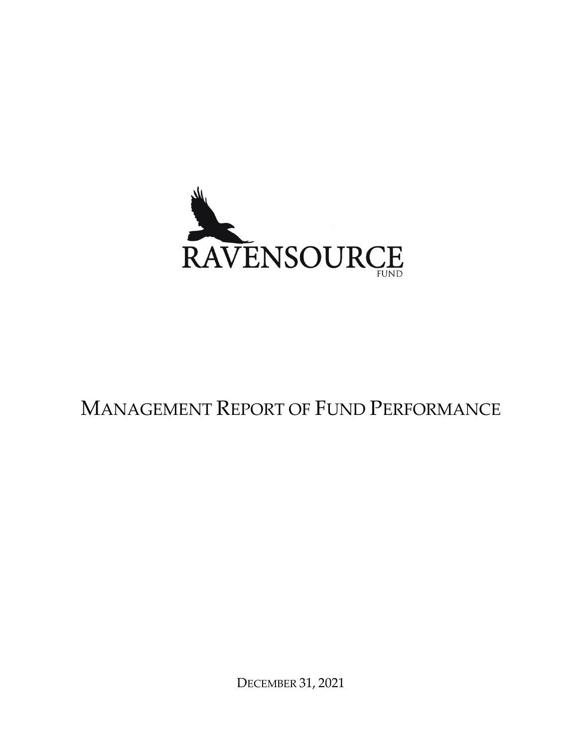RAVENSOURCE

FUND

# Management Report of Fund Performance

December 31, 2021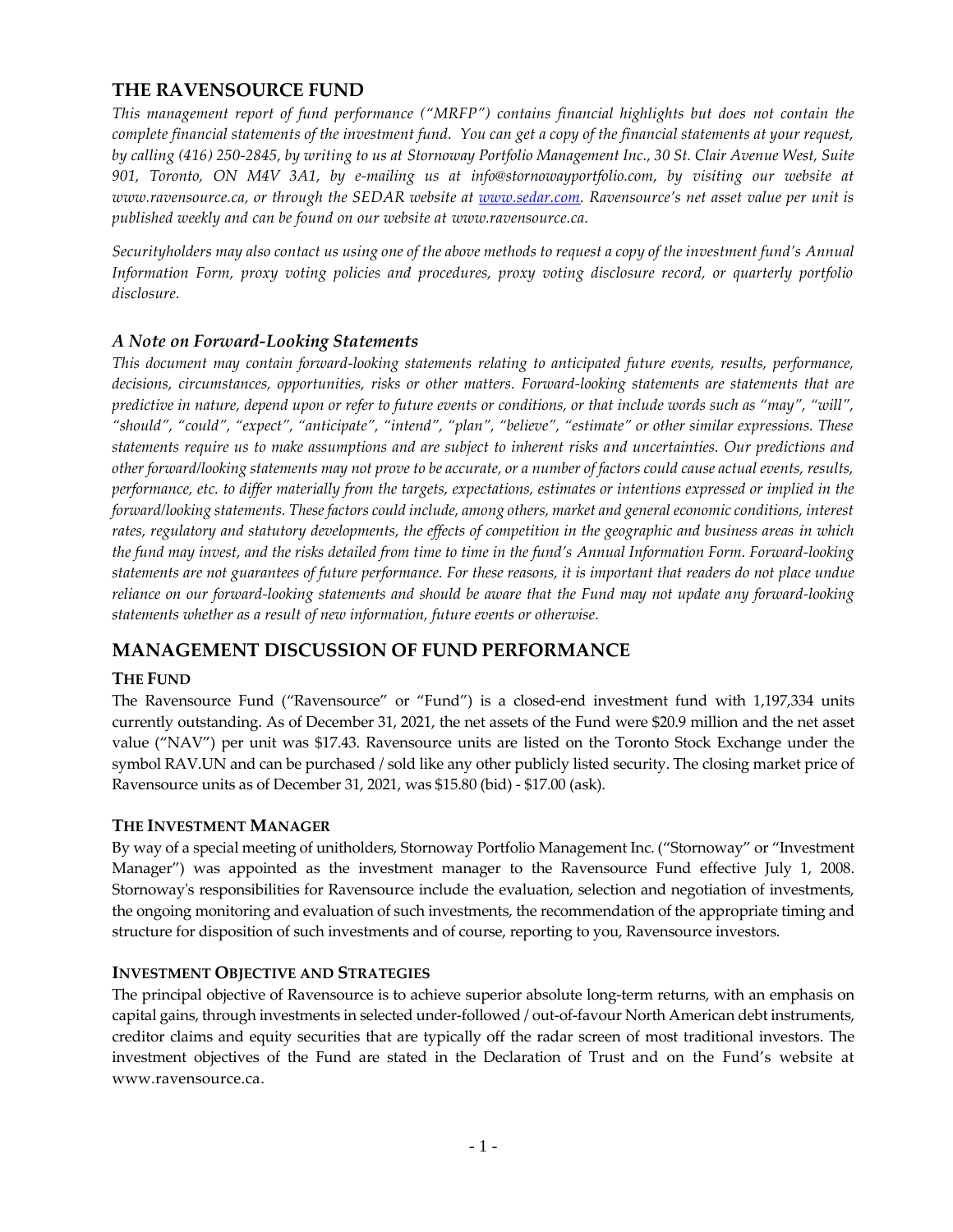# THE RAVENSOURCE FUND

*This management report of fund performance ("MRFP") contains financial highlights but does not contain the complete financial statements of the investment fund. You can get a copy of the financial statements at your request, by calling (416) 250-2845, by writing to us at Stornoway Portfolio Management Inc., 30 St. Clair Avenue West, Suite 901, Toronto, ON M4V 3A1, by e-mailing us at info@stornowayportfolio.com, by visiting our website at www.ravensource.ca, or through the SEDAR website at www.sedar.com. Ravensource's net asset value per unit is published weekly and can be found on our website at www.ravensource.ca.*

*Securityholders may also contact us using one of the above methods to request a copy of the investment fund's Annual Information Form, proxy voting policies and procedures, proxy voting disclosure record, or quarterly portfolio disclosure.*

### *A Note on Forward-Looking Statements*

*This document may contain forward-looking statements relating to anticipated future events, results, performance, decisions, circumstances, opportunities, risks or other matters. Forward-looking statements are statements that are predictive in nature, depend upon or refer to future events or conditions, or that include words such as "may", "will", "should", "could", "expect", "anticipate", "intend", "plan", "believe", "estimate" or other similar expressions. These statements require us to make assumptions and are subject to inherent risks and uncertainties. Our predictions and other forward/looking statements may not prove to be accurate, or a number of factors could cause actual events, results, performance, etc. to differ materially from the targets, expectations, estimates or intentions expressed or implied in the forward/looking statements. These factors could include, among others, market and general economic conditions, interest rates, regulatory and statutory developments, the effects of competition in the geographic and business areas in which the fund may invest, and the risks detailed from time to time in the fund's Annual Information Form. Forward-looking statements are not guarantees of future performance. For these reasons, it is important that readers do not place undue reliance on our forward-looking statements and should be aware that the Fund may not update any forward-looking statements whether as a result of new information, future events or otherwise.*

## MANAGEMENT DISCUSSION OF FUND PERFORMANCE

### THE FUND

The Ravensource Fund ("Ravensource" or "Fund") is a closed-end investment fund with 1,197,334 units currently outstanding. As of December 31, 2021, the net assets of the Fund were $20.9 million and the net asset value ("NAV") per unit was $17.43. Ravensource units are listed on the Toronto Stock Exchange under the symbol RAV.UN and can be purchased / sold like any other publicly listed security. The closing market price of Ravensource units as of December 31, 2021, was $15.80 (bid) - $17.00 (ask).

### THE INVESTMENT MANAGER

By way of a special meeting of unitholders, Stornoway Portfolio Management Inc. ("Stornoway" or "Investment Manager") was appointed as the investment manager to the Ravensource Fund effective July 1, 2008. Stornoway's responsibilities for Ravensource include the evaluation, selection and negotiation of investments, the ongoing monitoring and evaluation of such investments, the recommendation of the appropriate timing and structure for disposition of such investments and of course, reporting to you, Ravensource investors.

### INVESTMENT OBJECTIVE AND STRATEGIES

The principal objective of Ravensource is to achieve superior absolute long-term returns, with an emphasis on capital gains, through investments in selected under-followed / out-of-favour North American debt instruments, creditor claims and equity securities that are typically off the radar screen of most traditional investors. The investment objectives of the Fund are stated in the Declaration of Trust and on the Fund's website at www.ravensource.ca.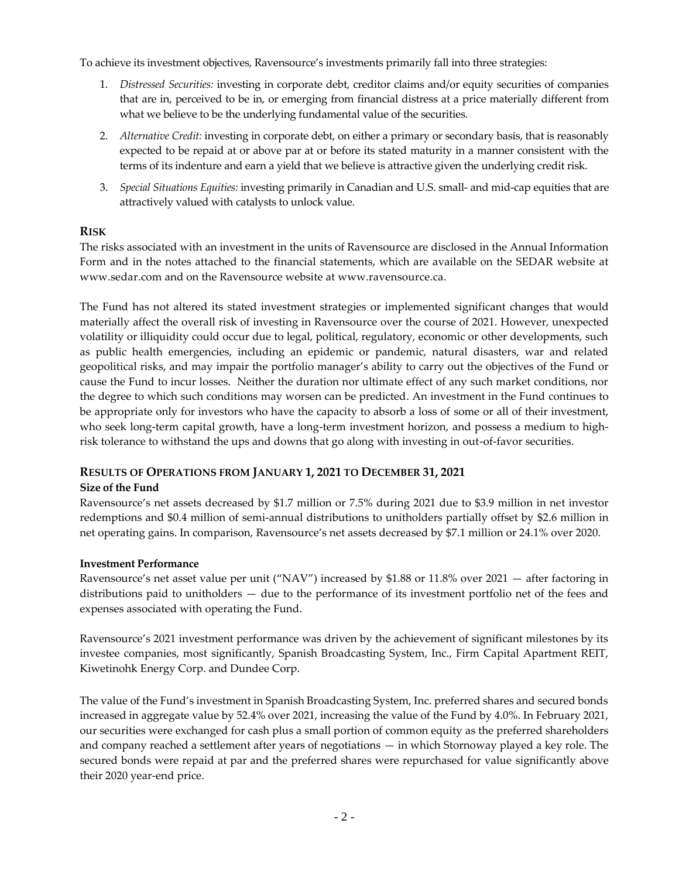To achieve its investment objectives, Ravensource's investments primarily fall into three strategies:

1. *Distressed Securities:* investing in corporate debt, creditor claims and/or equity securities of companies that are in, perceived to be in, or emerging from financial distress at a price materially different from what we believe to be the underlying fundamental value of the securities.
2. *Alternative Credit:* investing in corporate debt, on either a primary or secondary basis, that is reasonably expected to be repaid at or above par at or before its stated maturity in a manner consistent with the terms of its indenture and earn a yield that we believe is attractive given the underlying credit risk.
3. *Special Situations Equities:* investing primarily in Canadian and U.S. small- and mid-cap equities that are attractively valued with catalysts to unlock value.

## RISK

The risks associated with an investment in the units of Ravensource are disclosed in the Annual Information Form and in the notes attached to the financial statements, which are available on the SEDAR website at www.sedar.com and on the Ravensource website at www.ravensource.ca.

The Fund has not altered its stated investment strategies or implemented significant changes that would materially affect the overall risk of investing in Ravensource over the course of 2021. However, unexpected volatility or illiquidity could occur due to legal, political, regulatory, economic or other developments, such as public health emergencies, including an epidemic or pandemic, natural disasters, war and related geopolitical risks, and may impair the portfolio manager's ability to carry out the objectives of the Fund or cause the Fund to incur losses. Neither the duration nor ultimate effect of any such market conditions, nor the degree to which such conditions may worsen can be predicted. An investment in the Fund continues to be appropriate only for investors who have the capacity to absorb a loss of some or all of their investment, who seek long-term capital growth, have a long-term investment horizon, and possess a medium to high-risk tolerance to withstand the ups and downs that go along with investing in out-of-favor securities.

## RESULTS OF OPERATIONS FROM JANUARY 1, 2021 TO DECEMBER 31, 2021

### Size of the Fund

Ravensource's net assets decreased by $1.7 million or 7.5% during 2021 due to $3.9 million in net investor redemptions and $0.4 million of semi-annual distributions to unitholders partially offset by $2.6 million in net operating gains. In comparison, Ravensource's net assets decreased by $7.1 million or 24.1% over 2020.

### Investment Performance

Ravensource's net asset value per unit ("NAV") increased by $1.88 or 11.8% over 2021 — after factoring in distributions paid to unitholders — due to the performance of its investment portfolio net of the fees and expenses associated with operating the Fund.

Ravensource's 2021 investment performance was driven by the achievement of significant milestones by its investee companies, most significantly, Spanish Broadcasting System, Inc., Firm Capital Apartment REIT, Kiwetinohk Energy Corp. and Dundee Corp.

The value of the Fund's investment in Spanish Broadcasting System, Inc. preferred shares and secured bonds increased in aggregate value by 52.4% over 2021, increasing the value of the Fund by 4.0%. In February 2021, our securities were exchanged for cash plus a small portion of common equity as the preferred shareholders and company reached a settlement after years of negotiations — in which Stornoway played a key role. The secured bonds were repaid at par and the preferred shares were repurchased for value significantly above their 2020 year-end price.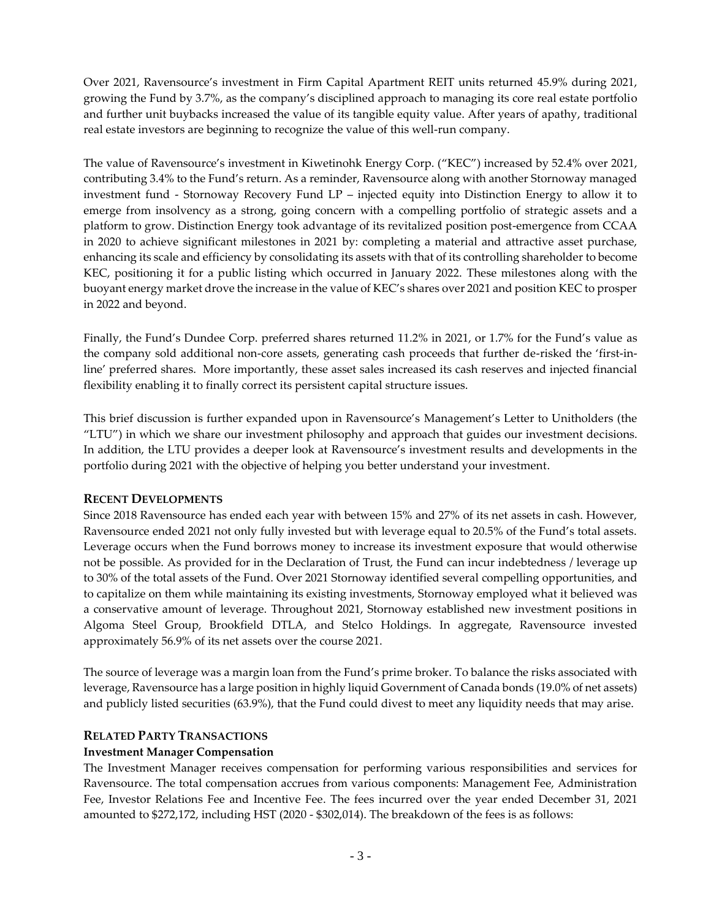Over 2021, Ravensource's investment in Firm Capital Apartment REIT units returned 45.9% during 2021, growing the Fund by 3.7%, as the company's disciplined approach to managing its core real estate portfolio and further unit buybacks increased the value of its tangible equity value. After years of apathy, traditional real estate investors are beginning to recognize the value of this well-run company.

The value of Ravensource's investment in Kiwetinohk Energy Corp. ("KEC") increased by 52.4% over 2021, contributing 3.4% to the Fund's return. As a reminder, Ravensource along with another Stornoway managed investment fund - Stornoway Recovery Fund LP – injected equity into Distinction Energy to allow it to emerge from insolvency as a strong, going concern with a compelling portfolio of strategic assets and a platform to grow. Distinction Energy took advantage of its revitalized position post-emergence from CCAA in 2020 to achieve significant milestones in 2021 by: completing a material and attractive asset purchase, enhancing its scale and efficiency by consolidating its assets with that of its controlling shareholder to become KEC, positioning it for a public listing which occurred in January 2022. These milestones along with the buoyant energy market drove the increase in the value of KEC's shares over 2021 and position KEC to prosper in 2022 and beyond.

Finally, the Fund's Dundee Corp. preferred shares returned 11.2% in 2021, or 1.7% for the Fund's value as the company sold additional non-core assets, generating cash proceeds that further de-risked the 'first-in-line' preferred shares. More importantly, these asset sales increased its cash reserves and injected financial flexibility enabling it to finally correct its persistent capital structure issues.

This brief discussion is further expanded upon in Ravensource's Management's Letter to Unitholders (the "LTU") in which we share our investment philosophy and approach that guides our investment decisions. In addition, the LTU provides a deeper look at Ravensource's investment results and developments in the portfolio during 2021 with the objective of helping you better understand your investment.

## RECENT DEVELOPMENTS

Since 2018 Ravensource has ended each year with between 15% and 27% of its net assets in cash. However, Ravensource ended 2021 not only fully invested but with leverage equal to 20.5% of the Fund's total assets. Leverage occurs when the Fund borrows money to increase its investment exposure that would otherwise not be possible. As provided for in the Declaration of Trust, the Fund can incur indebtedness / leverage up to 30% of the total assets of the Fund. Over 2021 Stornoway identified several compelling opportunities, and to capitalize on them while maintaining its existing investments, Stornoway employed what it believed was a conservative amount of leverage. Throughout 2021, Stornoway established new investment positions in Algoma Steel Group, Brookfield DTLA, and Stelco Holdings. In aggregate, Ravensource invested approximately 56.9% of its net assets over the course 2021.

The source of leverage was a margin loan from the Fund's prime broker. To balance the risks associated with leverage, Ravensource has a large position in highly liquid Government of Canada bonds (19.0% of net assets) and publicly listed securities (63.9%), that the Fund could divest to meet any liquidity needs that may arise.

## RELATED PARTY TRANSACTIONS

### Investment Manager Compensation

The Investment Manager receives compensation for performing various responsibilities and services for Ravensource. The total compensation accrues from various components: Management Fee, Administration Fee, Investor Relations Fee and Incentive Fee. The fees incurred over the year ended December 31, 2021 amounted to $272,172, including HST (2020 - $302,014). The breakdown of the fees is as follows: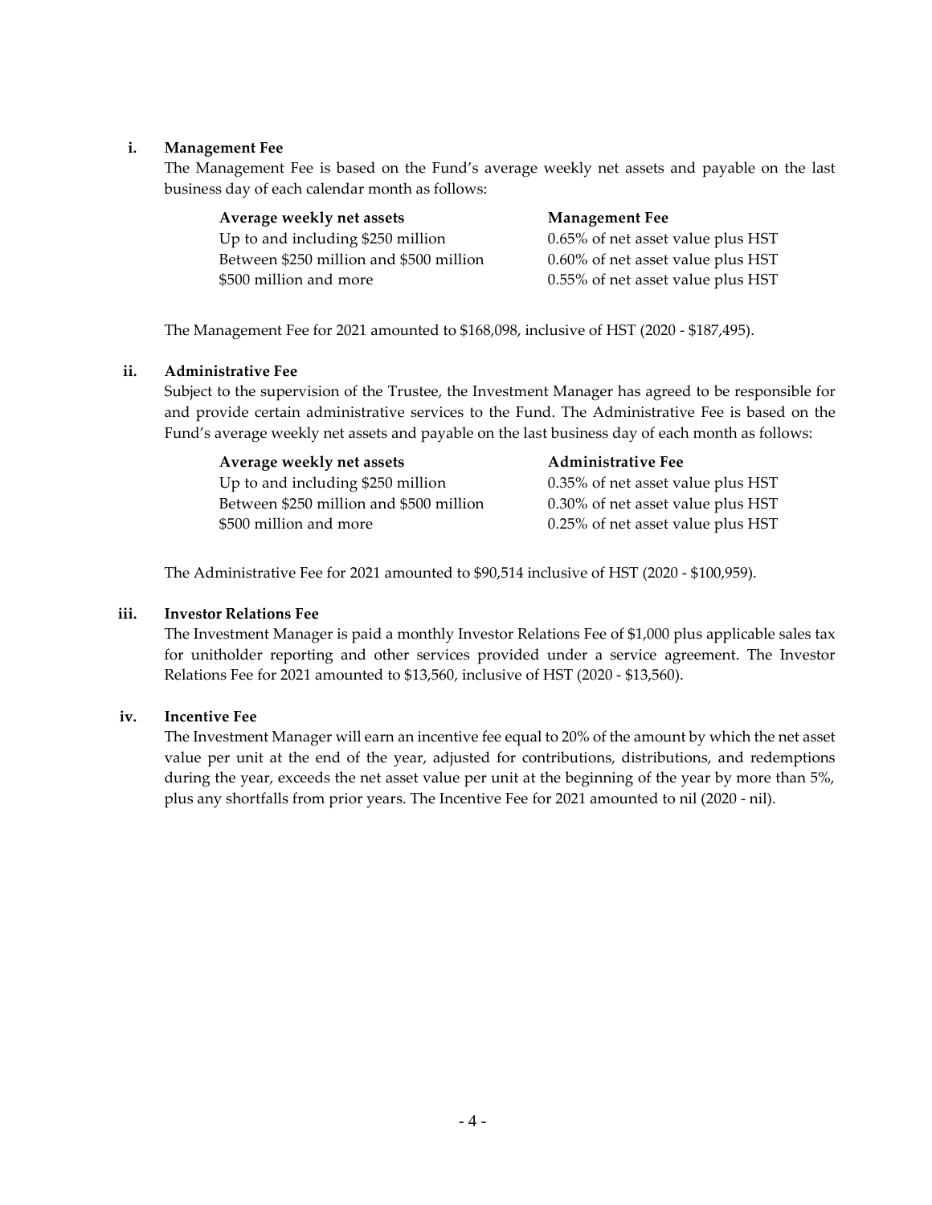**i. Management Fee**

The Management Fee is based on the Fund's average weekly net assets and payable on the last business day of each calendar month as follows:

| Average weekly net assets | Management Fee |
| --- | --- |
| Up to and including $250 million | 0.65% of net asset value plus HST |
| Between $250 million and $500 million | 0.60% of net asset value plus HST |
| $500 million and more | 0.55% of net asset value plus HST |

The Management Fee for 2021 amounted to $168,098, inclusive of HST (2020 - $187,495).

**ii. Administrative Fee**

Subject to the supervision of the Trustee, the Investment Manager has agreed to be responsible for and provide certain administrative services to the Fund. The Administrative Fee is based on the Fund's average weekly net assets and payable on the last business day of each month as follows:

| Average weekly net assets | Administrative Fee |
| --- | --- |
| Up to and including $250 million | 0.35% of net asset value plus HST |
| Between $250 million and $500 million | 0.30% of net asset value plus HST |
| $500 million and more | 0.25% of net asset value plus HST |

The Administrative Fee for 2021 amounted to $90,514 inclusive of HST (2020 - $100,959).

**iii. Investor Relations Fee**

The Investment Manager is paid a monthly Investor Relations Fee of $1,000 plus applicable sales tax for unitholder reporting and other services provided under a service agreement. The Investor Relations Fee for 2021 amounted to $13,560, inclusive of HST (2020 - $13,560).

**iv. Incentive Fee**

The Investment Manager will earn an incentive fee equal to 20% of the amount by which the net asset value per unit at the end of the year, adjusted for contributions, distributions, and redemptions during the year, exceeds the net asset value per unit at the beginning of the year by more than 5%, plus any shortfalls from prior years. The Incentive Fee for 2021 amounted to nil (2020 - nil).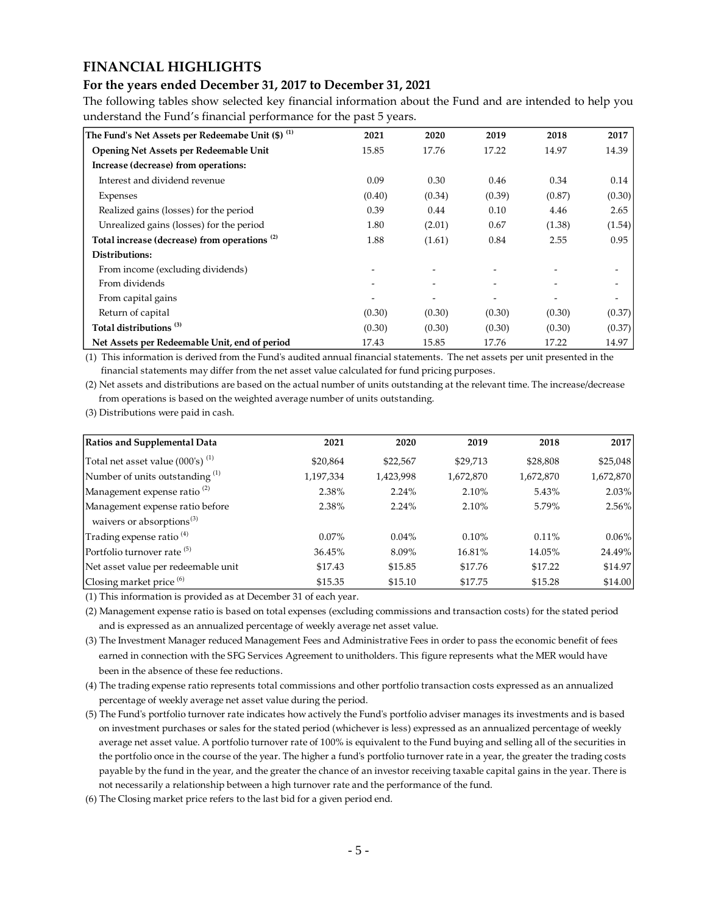# FINANCIAL HIGHLIGHTS

## For the years ended December 31, 2017 to December 31, 2021

The following tables show selected key financial information about the Fund and are intended to help you understand the Fund's financial performance for the past 5 years.

| The Fund's Net Assets per Redeemabe Unit ($) (1) | 2021 | 2020 | 2019 | 2018 | 2017 |
|---|---|---|---|---|---|
| **Opening Net Assets per Redeemable Unit** | 15.85 | 17.76 | 17.22 | 14.97 | 14.39 |
| **Increase (decrease) from operations:** | | | | | |
| Interest and dividend revenue | 0.09 | 0.30 | 0.46 | 0.34 | 0.14 |
| Expenses | (0.40) | (0.34) | (0.39) | (0.87) | (0.30) |
| Realized gains (losses) for the period | 0.39 | 0.44 | 0.10 | 4.46 | 2.65 |
| Unrealized gains (losses) for the period | 1.80 | (2.01) | 0.67 | (1.38) | (1.54) |
| **Total increase (decrease) from operations (2)** | 1.88 | (1.61) | 0.84 | 2.55 | 0.95 |
| **Distributions:** | | | | | |
| From income (excluding dividends) | - | - | - | - | - |
| From dividends | - | - | - | - | - |
| From capital gains | - | - | - | - | - |
| Return of capital | (0.30) | (0.30) | (0.30) | (0.30) | (0.37) |
| **Total distributions (3)** | (0.30) | (0.30) | (0.30) | (0.30) | (0.37) |
| **Net Assets per Redeemable Unit, end of period** | 17.43 | 15.85 | 17.76 | 17.22 | 14.97 |

(1) This information is derived from the Fund's audited annual financial statements. The net assets per unit presented in the financial statements may differ from the net asset value calculated for fund pricing purposes.

(2) Net assets and distributions are based on the actual number of units outstanding at the relevant time. The increase/decrease from operations is based on the weighted average number of units outstanding.

(3) Distributions were paid in cash.

| Ratios and Supplemental Data | 2021 | 2020 | 2019 | 2018 | 2017 |
|---|---|---|---|---|---|
| Total net asset value (000's) (1) | $20,864 | $22,567 | $29,713 | $28,808 | $25,048 |
| Number of units outstanding (1) | 1,197,334 | 1,423,998 | 1,672,870 | 1,672,870 | 1,672,870 |
| Management expense ratio (2) | 2.38% | 2.24% | 2.10% | 5.43% | 2.03% |
| Management expense ratio before waivers or absorptions (3) | 2.38% | 2.24% | 2.10% | 5.79% | 2.56% |
| Trading expense ratio (4) | 0.07% | 0.04% | 0.10% | 0.11% | 0.06% |
| Portfolio turnover rate (5) | 36.45% | 8.09% | 16.81% | 14.05% | 24.49% |
| Net asset value per redeemable unit | $17.43 | $15.85 | $17.76 | $17.22 | $14.97 |
| Closing market price (6) | $15.35 | $15.10 | $17.75 | $15.28 | $14.00 |

(1) This information is provided as at December 31 of each year.

(2) Management expense ratio is based on total expenses (excluding commissions and transaction costs) for the stated period and is expressed as an annualized percentage of weekly average net asset value.

(3) The Investment Manager reduced Management Fees and Administrative Fees in order to pass the economic benefit of fees earned in connection with the SFG Services Agreement to unitholders. This figure represents what the MER would have been in the absence of these fee reductions.

(4) The trading expense ratio represents total commissions and other portfolio transaction costs expressed as an annualized percentage of weekly average net asset value during the period.

(5) The Fund's portfolio turnover rate indicates how actively the Fund's portfolio adviser manages its investments and is based on investment purchases or sales for the stated period (whichever is less) expressed as an annualized percentage of weekly average net asset value. A portfolio turnover rate of 100% is equivalent to the Fund buying and selling all of the securities in the portfolio once in the course of the year. The higher a fund's portfolio turnover rate in a year, the greater the trading costs payable by the fund in the year, and the greater the chance of an investor receiving taxable capital gains in the year. There is not necessarily a relationship between a high turnover rate and the performance of the fund.

(6) The Closing market price refers to the last bid for a given period end.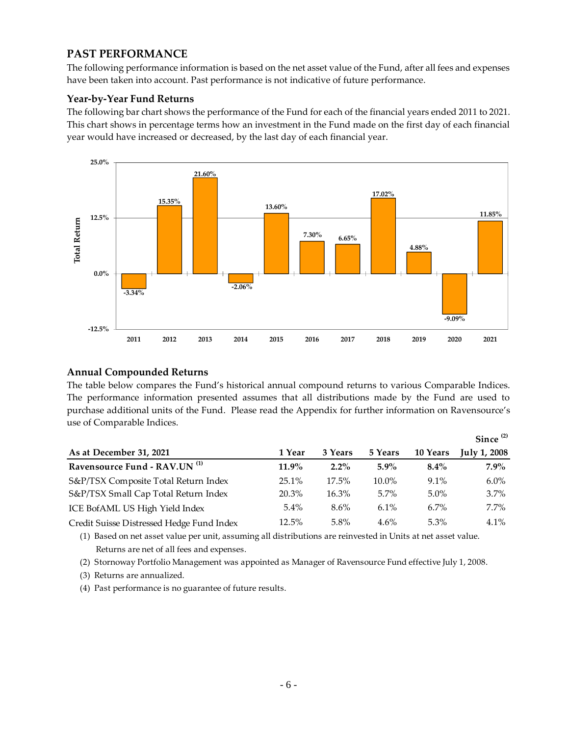## PAST PERFORMANCE

The following performance information is based on the net asset value of the Fund, after all fees and expenses have been taken into account. Past performance is not indicative of future performance.

### Year-by-Year Fund Returns

The following bar chart shows the performance of the Fund for each of the financial years ended 2011 to 2021. This chart shows in percentage terms how an investment in the Fund made on the first day of each financial year would have increased or decreased, by the last day of each financial year.

| Year | Total Return |
|---|---|
| 2011 | -3.34% |
| 2012 | 15.35% |
| 2013 | 21.60% |
| 2014 | -2.06% |
| 2015 | 13.60% |
| 2016 | 7.30% |
| 2017 | 6.65% |
| 2018 | 17.02% |
| 2019 | 4.88% |
| 2020 | -9.09% |
| 2021 | 11.85% |

### Annual Compounded Returns

The table below compares the Fund's historical annual compound returns to various Comparable Indices. The performance information presented assumes that all distributions made by the Fund are used to purchase additional units of the Fund. Please read the Appendix for further information on Ravensource's use of Comparable Indices.

| As at December 31, 2021 | 1 Year | 3 Years | 5 Years | 10 Years | Since [2] July 1, 2008 |
|---|---|---|---|---|---|
| **Ravensource Fund - RAV.UN [1]** | **11.9%** | **2.2%** | **5.9%** | **8.4%** | **7.9%** |
| S&P/TSX Composite Total Return Index | 25.1% | 17.5% | 10.0% | 9.1% | 6.0% |
| S&P/TSX Small Cap Total Return Index | 20.3% | 16.3% | 5.7% | 5.0% | 3.7% |
| ICE BofAML US High Yield Index | 5.4% | 8.6% | 6.1% | 6.7% | 7.7% |
| Credit Suisse Distressed Hedge Fund Index | 12.5% | 5.8% | 4.6% | 5.3% | 4.1% |

(1) Based on net asset value per unit, assuming all distributions are reinvested in Units at net asset value. Returns are net of all fees and expenses.

(2) Stornoway Portfolio Management was appointed as Manager of Ravensource Fund effective July 1, 2008.

(3) Returns are annualized.

(4) Past performance is no guarantee of future results.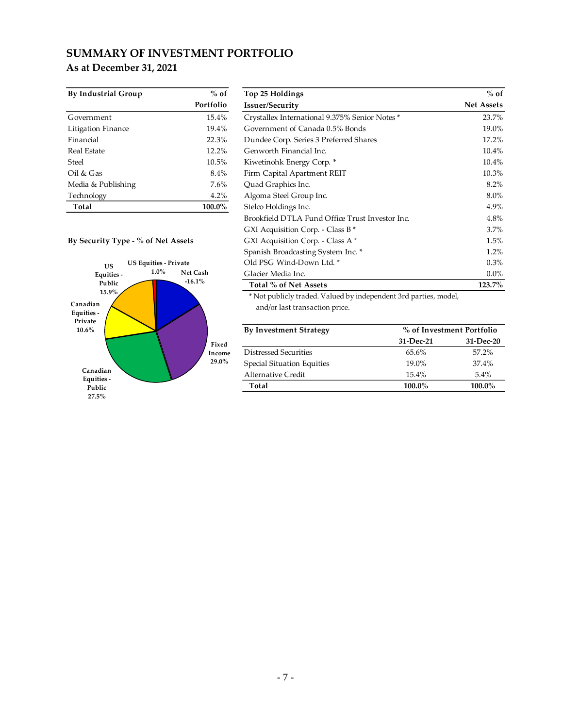# SUMMARY OF INVESTMENT PORTFOLIO

## As at December 31, 2021

| By Industrial Group | % of Portfolio |
|---|---|
| Government | 15.4% |
| Litigation Finance | 19.4% |
| Financial | 22.3% |
| Real Estate | 12.2% |
| Steel | 10.5% |
| Oil & Gas | 8.4% |
| Media & Publishing | 7.6% |
| Technology | 4.2% |
| **Total** | **100.0%** |

**By Security Type - % of Net Assets**

| Security Type | % of Net Assets |
|---|---|
| US Equities - Private | 1.0% |
| Net Cash | -16.1% |
| Fixed Income | 29.0% |
| Canadian Equities - Public | 27.5% |
| Canadian Equities - Private | 10.6% |
| US Equities - Public | 15.9% |

| Top 25 Holdings Issuer/Security | % of Net Assets |
|---|---|
| Crystallex International 9.375% Senior Notes * | 23.7% |
| Government of Canada 0.5% Bonds | 19.0% |
| Dundee Corp. Series 3 Preferred Shares | 17.2% |
| Genworth Financial Inc. | 10.4% |
| Kiwetinohk Energy Corp. * | 10.4% |
| Firm Capital Apartment REIT | 10.3% |
| Quad Graphics Inc. | 8.2% |
| Algoma Steel Group Inc. | 8.0% |
| Stelco Holdings Inc. | 4.9% |
| Brookfield DTLA Fund Office Trust Investor Inc. | 4.8% |
| GXI Acquisition Corp. - Class B * | 3.7% |
| GXI Acquisition Corp. - Class A * | 1.5% |
| Spanish Broadcasting System Inc. * | 1.2% |
| Old PSG Wind-Down Ltd. * | 0.3% |
| Glacier Media Inc. | 0.0% |
| **Total % of Net Assets** | **123.7%** |

* Not publicly traded. Valued by independent 3rd parties, model, and/or last transaction price.

| By Investment Strategy | % of Investment Portfolio 31-Dec-21 | 31-Dec-20 |
|---|---|---|
| Distressed Securities | 65.6% | 57.2% |
| Special Situation Equities | 19.0% | 37.4% |
| Alternative Credit | 15.4% | 5.4% |
| **Total** | **100.0%** | **100.0%** |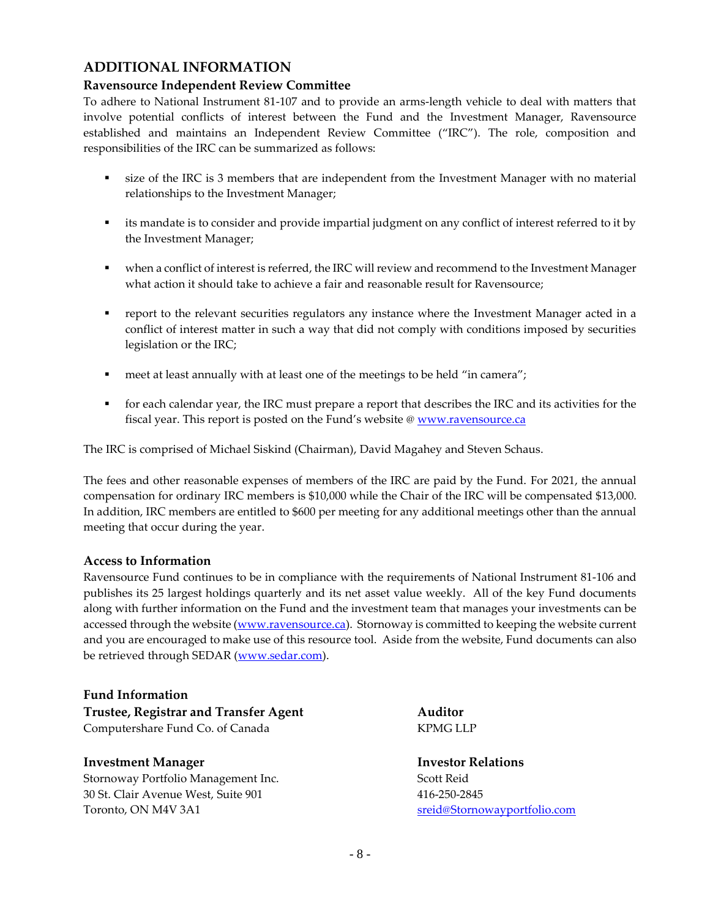# ADDITIONAL INFORMATION

## Ravensource Independent Review Committee

To adhere to National Instrument 81-107 and to provide an arms-length vehicle to deal with matters that involve potential conflicts of interest between the Fund and the Investment Manager, Ravensource established and maintains an Independent Review Committee ("IRC"). The role, composition and responsibilities of the IRC can be summarized as follows:

- size of the IRC is 3 members that are independent from the Investment Manager with no material relationships to the Investment Manager;
- its mandate is to consider and provide impartial judgment on any conflict of interest referred to it by the Investment Manager;
- when a conflict of interest is referred, the IRC will review and recommend to the Investment Manager what action it should take to achieve a fair and reasonable result for Ravensource;
- report to the relevant securities regulators any instance where the Investment Manager acted in a conflict of interest matter in such a way that did not comply with conditions imposed by securities legislation or the IRC;
- meet at least annually with at least one of the meetings to be held "in camera";
- for each calendar year, the IRC must prepare a report that describes the IRC and its activities for the fiscal year. This report is posted on the Fund's website @ www.ravensource.ca

The IRC is comprised of Michael Siskind (Chairman), David Magahey and Steven Schaus.

The fees and other reasonable expenses of members of the IRC are paid by the Fund. For 2021, the annual compensation for ordinary IRC members is $10,000 while the Chair of the IRC will be compensated $13,000. In addition, IRC members are entitled to $600 per meeting for any additional meetings other than the annual meeting that occur during the year.

## Access to Information

Ravensource Fund continues to be in compliance with the requirements of National Instrument 81-106 and publishes its 25 largest holdings quarterly and its net asset value weekly. All of the key Fund documents along with further information on the Fund and the investment team that manages your investments can be accessed through the website (www.ravensource.ca). Stornoway is committed to keeping the website current and you are encouraged to make use of this resource tool. Aside from the website, Fund documents can also be retrieved through SEDAR (www.sedar.com).

## Fund Information

**Trustee, Registrar and Transfer Agent**
Computershare Fund Co. of Canada

**Investment Manager**
Stornoway Portfolio Management Inc.
30 St. Clair Avenue West, Suite 901
Toronto, ON M4V 3A1

**Auditor**
KPMG LLP

**Investor Relations**
Scott Reid
416-250-2845
sreid@Stornowayportfolio.com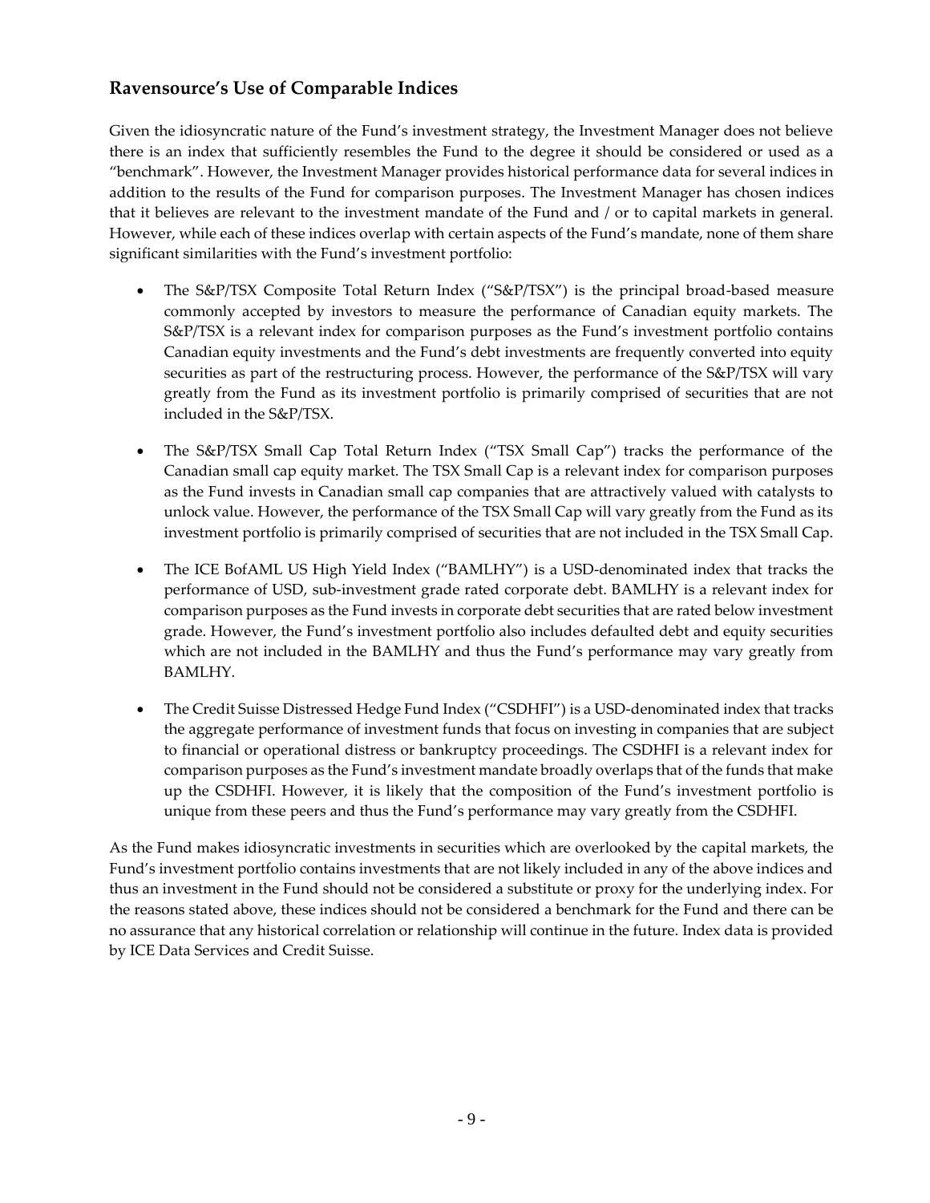## Ravensource's Use of Comparable Indices

Given the idiosyncratic nature of the Fund's investment strategy, the Investment Manager does not believe there is an index that sufficiently resembles the Fund to the degree it should be considered or used as a "benchmark". However, the Investment Manager provides historical performance data for several indices in addition to the results of the Fund for comparison purposes. The Investment Manager has chosen indices that it believes are relevant to the investment mandate of the Fund and / or to capital markets in general. However, while each of these indices overlap with certain aspects of the Fund's mandate, none of them share significant similarities with the Fund's investment portfolio:

- The S&P/TSX Composite Total Return Index ("S&P/TSX") is the principal broad-based measure commonly accepted by investors to measure the performance of Canadian equity markets. The S&P/TSX is a relevant index for comparison purposes as the Fund's investment portfolio contains Canadian equity investments and the Fund's debt investments are frequently converted into equity securities as part of the restructuring process. However, the performance of the S&P/TSX will vary greatly from the Fund as its investment portfolio is primarily comprised of securities that are not included in the S&P/TSX.
- The S&P/TSX Small Cap Total Return Index ("TSX Small Cap") tracks the performance of the Canadian small cap equity market. The TSX Small Cap is a relevant index for comparison purposes as the Fund invests in Canadian small cap companies that are attractively valued with catalysts to unlock value. However, the performance of the TSX Small Cap will vary greatly from the Fund as its investment portfolio is primarily comprised of securities that are not included in the TSX Small Cap.
- The ICE BofAML US High Yield Index ("BAMLHY") is a USD-denominated index that tracks the performance of USD, sub-investment grade rated corporate debt. BAMLHY is a relevant index for comparison purposes as the Fund invests in corporate debt securities that are rated below investment grade. However, the Fund's investment portfolio also includes defaulted debt and equity securities which are not included in the BAMLHY and thus the Fund's performance may vary greatly from BAMLHY.
- The Credit Suisse Distressed Hedge Fund Index ("CSDHFI") is a USD-denominated index that tracks the aggregate performance of investment funds that focus on investing in companies that are subject to financial or operational distress or bankruptcy proceedings. The CSDHFI is a relevant index for comparison purposes as the Fund's investment mandate broadly overlaps that of the funds that make up the CSDHFI. However, it is likely that the composition of the Fund's investment portfolio is unique from these peers and thus the Fund's performance may vary greatly from the CSDHFI.

As the Fund makes idiosyncratic investments in securities which are overlooked by the capital markets, the Fund's investment portfolio contains investments that are not likely included in any of the above indices and thus an investment in the Fund should not be considered a substitute or proxy for the underlying index. For the reasons stated above, these indices should not be considered a benchmark for the Fund and there can be no assurance that any historical correlation or relationship will continue in the future. Index data is provided by ICE Data Services and Credit Suisse.